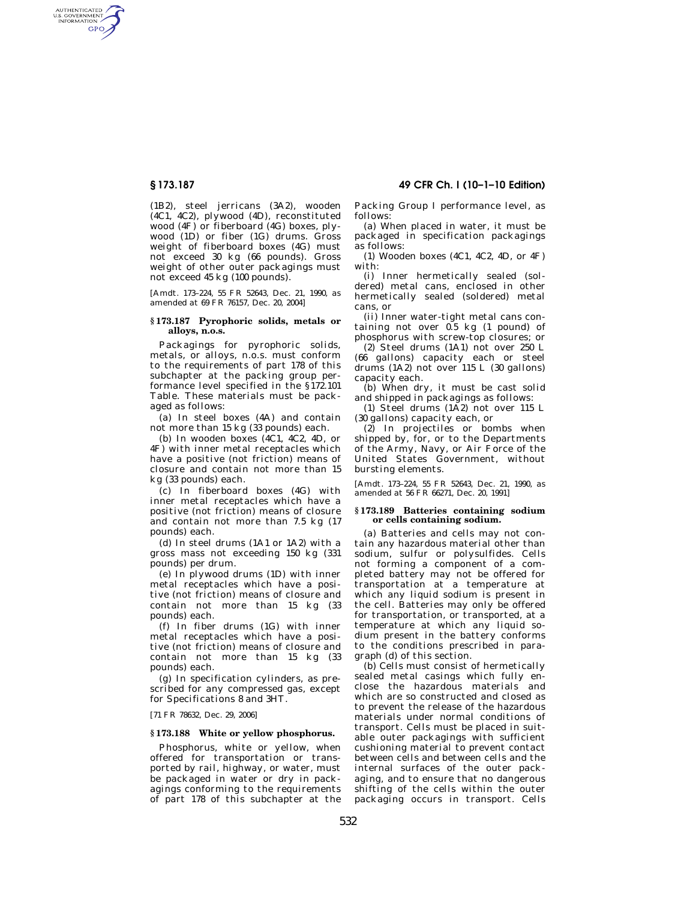(1B2), steel jerricans (3A2), wooden (4C1, 4C2), plywood (4D), reconstituted wood (4F) or fiberboard (4G) boxes, plywood (1D) or fiber (1G) drums. Gross weight of fiberboard boxes (4G) must not exceed 30 kg (66 pounds). Gross weight of other outer packagings must not exceed 45 kg (100 pounds).

[Amdt. 173–224, 55 FR 52643, Dec. 21, 1990, as amended at 69 FR 76157, Dec. 20, 2004]

### § 173.187 Pyrophoric solids, metals or alloys, n.o.s.

Packagings for pyrophoric solids, metals, or alloys, n.o.s. must conform to the requirements of part 178 of this subchapter at the packing group performance level specified in the §172.101 Table. These materials must be packaged as follows:

(a) In steel boxes (4A) and contain not more than 15 kg (33 pounds) each.

(b) In wooden boxes (4C1, 4C2, 4D, or 4F) with inner metal receptacles which have a positive (not friction) means of closure and contain not more than 15 kg (33 pounds) each.

(c) In fiberboard boxes (4G) with inner metal receptacles which have a positive (not friction) means of closure and contain not more than 7.5 kg (17 pounds) each.

(d) In steel drums (1A1 or 1A2) with a gross mass not exceeding 150 kg (331 pounds) per drum.

(e) In plywood drums (1D) with inner metal receptacles which have a positive (not friction) means of closure and contain not more than 15 kg (33 pounds) each.

(f) In fiber drums (1G) with inner metal receptacles which have a positive (not friction) means of closure and contain not more than 15 kg (33 pounds) each.

(g) In specification cylinders, as prescribed for any compressed gas, except for Specifications 8 and 3HT.

[71 FR 78632, Dec. 29, 2006]

### § 173.188 White or yellow phosphorus.

Phosphorus, white or yellow, when offered for transportation or transported by rail, highway, or water, must be packaged in water or dry in packagings conforming to the requirements of part 178 of this subchapter at the Packing Group I performance level, as follows:

(a) When placed in water, it must be packaged in specification packagings as follows:

(1) Wooden boxes (4C1, 4C2, 4D, or 4F) with:

(i) Inner hermetically sealed (soldered) metal cans, enclosed in other hermetically sealed (soldered) metal cans, or

(ii) Inner water-tight metal cans containing not over 0.5 kg (1 pound) of phosphorus with screw-top closures; or

(2) Steel drums (1A1) not over 250 L (66 gallons) capacity each or steel drums (1A2) not over 115 L (30 gallons) capacity each.

(b) When dry, it must be cast solid and shipped in packagings as follows:

(1) Steel drums (1A2) not over 115 L (30 gallons) capacity each, or

(2) In projectiles or bombs when shipped by, for, or to the Departments of the Army, Navy, or Air Force of the United States Government, without bursting elements.

[Amdt. 173–224, 55 FR 52643, Dec. 21, 1990, as amended at 56 FR 66271, Dec. 20, 1991]

### § 173.189 Batteries containing sodium or cells containing sodium.

(a) Batteries and cells may not contain any hazardous material other than sodium, sulfur or polysulfides. Cells not forming a component of a completed battery may not be offered for transportation at a temperature at which any liquid sodium is present in the cell. Batteries may only be offered for transportation, or transported, at a temperature at which any liquid sodium present in the battery conforms to the conditions prescribed in paragraph (d) of this section.

(b) Cells must consist of hermetically sealed metal casings which fully enclose the hazardous materials and which are so constructed and closed as to prevent the release of the hazardous materials under normal conditions of transport. Cells must be placed in suitable outer packagings with sufficient cushioning material to prevent contact between cells and between cells and the internal surfaces of the outer packaging, and to ensure that no dangerous shifting of the cells within the outer packaging occurs in transport. Cells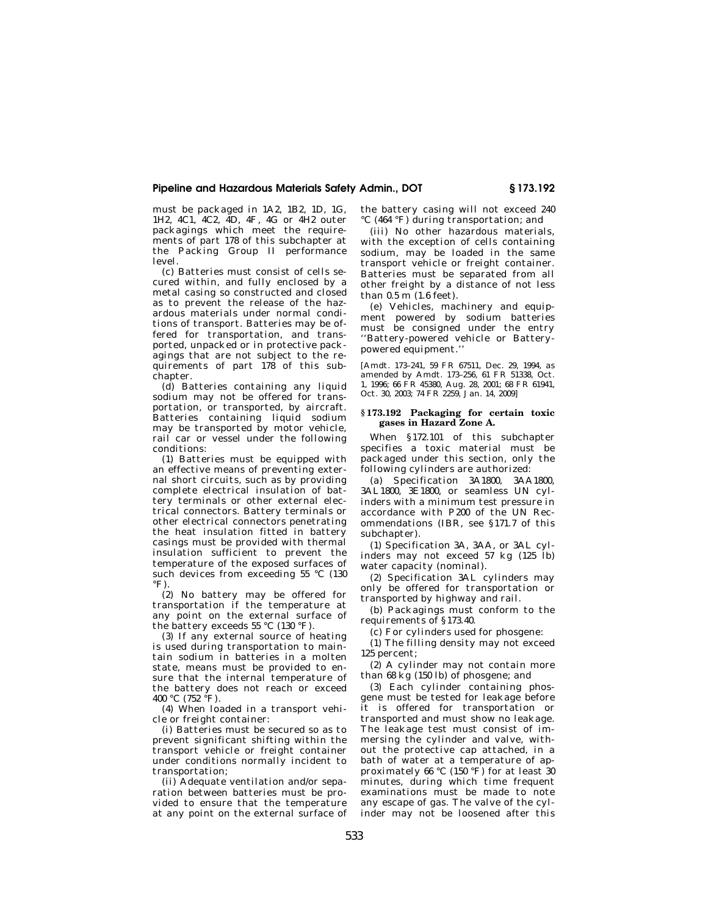must be packaged in 1A2, 1B2, 1D, 1G, 1H2, 4C1, 4C2, 4D, 4F, 4G or 4H2 outer packagings which meet the requirements of part 178 of this subchapter at the Packing Group II performance level.

(c) Batteries must consist of cells secured within, and fully enclosed by a metal casing so constructed and closed as to prevent the release of the hazardous materials under normal conditions of transport. Batteries may be offered for transportation, and transported, unpacked or in protective packagings that are not subject to the requirements of part 178 of this subchapter.

(d) Batteries containing any liquid sodium may not be offered for transportation, or transported, by aircraft. Batteries containing liquid sodium may be transported by motor vehicle, rail car or vessel under the following conditions:

(1) Batteries must be equipped with an effective means of preventing external short circuits, such as by providing complete electrical insulation of battery terminals or other external electrical connectors. Battery terminals or other electrical connectors penetrating the heat insulation fitted in battery casings must be provided with thermal insulation sufficient to prevent the temperature of the exposed surfaces of such devices from exceeding 55 °C (130 °F).

(2) No battery may be offered for transportation if the temperature at any point on the external surface of the battery exceeds 55 °C (130 °F).

(3) If any external source of heating is used during transportation to maintain sodium in batteries in a molten state, means must be provided to ensure that the internal temperature of the battery does not reach or exceed 400 °C (752 °F).

(4) When loaded in a transport vehicle or freight container:

(i) Batteries must be secured so as to prevent significant shifting within the transport vehicle or freight container under conditions normally incident to transportation;

(ii) Adequate ventilation and/or separation between batteries must be provided to ensure that the temperature at any point on the external surface of the battery casing will not exceed 240 °C (464 °F) during transportation; and

(iii) No other hazardous materials, with the exception of cells containing sodium, may be loaded in the same transport vehicle or freight container. Batteries must be separated from all other freight by a distance of not less than 0.5 m (1.6 feet).

(e) Vehicles, machinery and equipment powered by sodium batteries must be consigned under the entry ''Battery-powered vehicle or Battery-powered equipment.''

[Amdt. 173–241, 59 FR 67511, Dec. 29, 1994, as amended by Amdt. 173–256, 61 FR 51338, Oct. 1, 1996; 66 FR 45380, Aug. 28, 2001; 68 FR 61941, Oct. 30, 2003; 74 FR 2259, Jan. 14, 2009]

## § 173.192 Packaging for certain toxic gases in Hazard Zone A.

When §172.101 of this subchapter specifies a toxic material must be packaged under this section, only the following cylinders are authorized:

(a) Specification 3A1800, 3AA1800, 3AL1800, 3E1800, or seamless UN cylinders with a minimum test pressure in accordance with P200 of the UN Recommendations (IBR, see §171.7 of this subchapter).

(1) Specification 3A, 3AA, or 3AL cylinders may not exceed 57 kg (125 lb) water capacity (nominal).

(2) Specification 3AL cylinders may only be offered for transportation or transported by highway and rail.

(b) Packagings must conform to the requirements of §173.40.

(c) For cylinders used for phosgene:

(1) The filling density may not exceed 125 percent;

(2) A cylinder may not contain more than 68 kg (150 lb) of phosgene; and

(3) Each cylinder containing phosgene must be tested for leakage before it is offered for transportation or transported and must show no leakage. The leakage test must consist of immersing the cylinder and valve, without the protective cap attached, in a bath of water at a temperature of approximately 66 °C (150 °F) for at least 30 minutes, during which time frequent examinations must be made to note any escape of gas. The valve of the cylinder may not be loosened after this